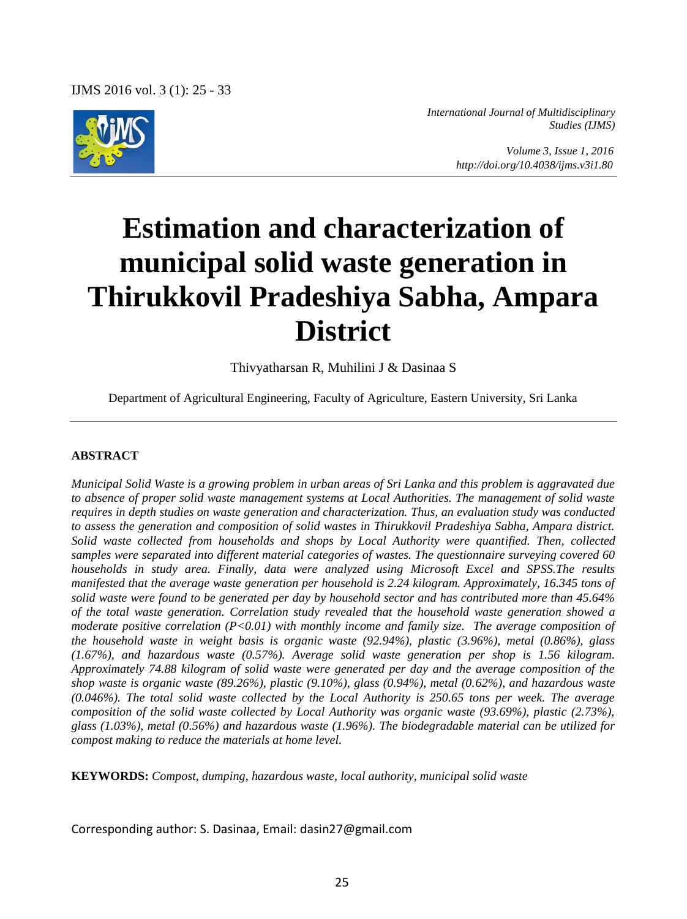*International Journal of Multidisciplinary Studies (IJMS)*

*Volume 3, Issue 1, 2016*
*http://doi.org/10.4038/ijms.v3i1.80*

# Estimation and characterization of municipal solid waste generation in Thirukkovil Pradeshiya Sabha, Ampara District

Thivyatharsan R, Muhilini J & Dasinaa S

Department of Agricultural Engineering, Faculty of Agriculture, Eastern University, Sri Lanka

## ABSTRACT

*Municipal Solid Waste is a growing problem in urban areas of Sri Lanka and this problem is aggravated due to absence of proper solid waste management systems at Local Authorities. The management of solid waste requires in depth studies on waste generation and characterization. Thus, an evaluation study was conducted to assess the generation and composition of solid wastes in Thirukkovil Pradeshiya Sabha, Ampara district. Solid waste collected from households and shops by Local Authority were quantified. Then, collected samples were separated into different material categories of wastes. The questionnaire surveying covered 60 households in study area. Finally, data were analyzed using Microsoft Excel and SPSS.The results manifested that the average waste generation per household is 2.24 kilogram. Approximately, 16.345 tons of solid waste were found to be generated per day by household sector and has contributed more than 45.64% of the total waste generation. Correlation study revealed that the household waste generation showed a moderate positive correlation ($P<0.01$) with monthly income and family size. The average composition of the household waste in weight basis is organic waste (92.94%), plastic (3.96%), metal (0.86%), glass (1.67%), and hazardous waste (0.57%). Average solid waste generation per shop is 1.56 kilogram. Approximately 74.88 kilogram of solid waste were generated per day and the average composition of the shop waste is organic waste (89.26%), plastic (9.10%), glass (0.94%), metal (0.62%), and hazardous waste (0.046%). The total solid waste collected by the Local Authority is 250.65 tons per week. The average composition of the solid waste collected by Local Authority was organic waste (93.69%), plastic (2.73%), glass (1.03%), metal (0.56%) and hazardous waste (1.96%). The biodegradable material can be utilized for compost making to reduce the materials at home level.*

**KEYWORDS:** *Compost, dumping, hazardous waste, local authority, municipal solid waste*

Corresponding author: S. Dasinaa, Email: dasin27@gmail.com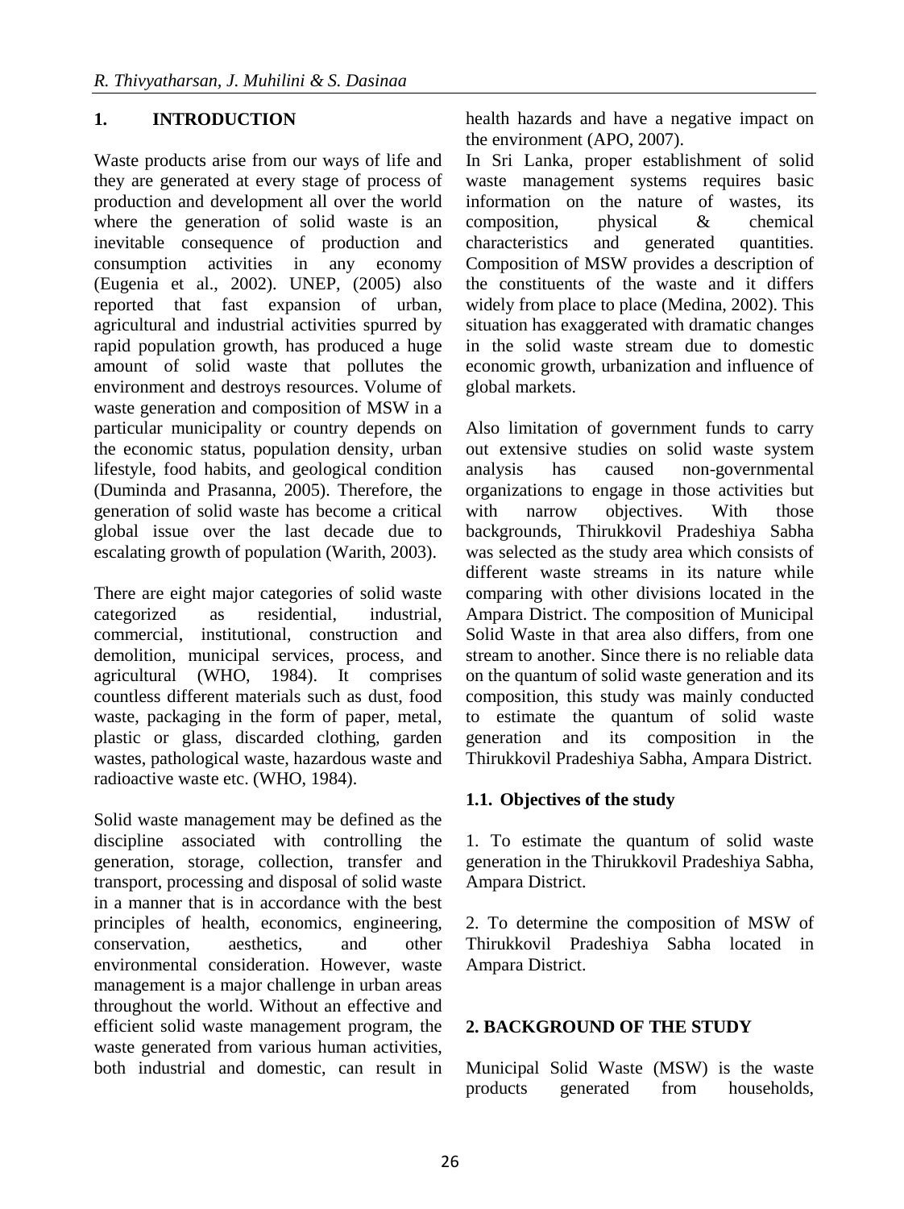## 1. INTRODUCTION

Waste products arise from our ways of life and they are generated at every stage of process of production and development all over the world where the generation of solid waste is an inevitable consequence of production and consumption activities in any economy (Eugenia et al., 2002). UNEP, (2005) also reported that fast expansion of urban, agricultural and industrial activities spurred by rapid population growth, has produced a huge amount of solid waste that pollutes the environment and destroys resources. Volume of waste generation and composition of MSW in a particular municipality or country depends on the economic status, population density, urban lifestyle, food habits, and geological condition (Duminda and Prasanna, 2005). Therefore, the generation of solid waste has become a critical global issue over the last decade due to escalating growth of population (Warith, 2003).

There are eight major categories of solid waste categorized as residential, industrial, commercial, institutional, construction and demolition, municipal services, process, and agricultural (WHO, 1984). It comprises countless different materials such as dust, food waste, packaging in the form of paper, metal, plastic or glass, discarded clothing, garden wastes, pathological waste, hazardous waste and radioactive waste etc. (WHO, 1984).

Solid waste management may be defined as the discipline associated with controlling the generation, storage, collection, transfer and transport, processing and disposal of solid waste in a manner that is in accordance with the best principles of health, economics, engineering, conservation, aesthetics, and other environmental consideration. However, waste management is a major challenge in urban areas throughout the world. Without an effective and efficient solid waste management program, the waste generated from various human activities, both industrial and domestic, can result in health hazards and have a negative impact on the environment (APO, 2007).

In Sri Lanka, proper establishment of solid waste management systems requires basic information on the nature of wastes, its composition, physical & chemical characteristics and generated quantities. Composition of MSW provides a description of the constituents of the waste and it differs widely from place to place (Medina, 2002). This situation has exaggerated with dramatic changes in the solid waste stream due to domestic economic growth, urbanization and influence of global markets.

Also limitation of government funds to carry out extensive studies on solid waste system analysis has caused non-governmental organizations to engage in those activities but with narrow objectives. With those backgrounds, Thirukkovil Pradeshiya Sabha was selected as the study area which consists of different waste streams in its nature while comparing with other divisions located in the Ampara District. The composition of Municipal Solid Waste in that area also differs, from one stream to another. Since there is no reliable data on the quantum of solid waste generation and its composition, this study was mainly conducted to estimate the quantum of solid waste generation and its composition in the Thirukkovil Pradeshiya Sabha, Ampara District.

### 1.1. Objectives of the study

1. To estimate the quantum of solid waste generation in the Thirukkovil Pradeshiya Sabha, Ampara District.

2. To determine the composition of MSW of Thirukkovil Pradeshiya Sabha located in Ampara District.

## 2. BACKGROUND OF THE STUDY

Municipal Solid Waste (MSW) is the waste products generated from households,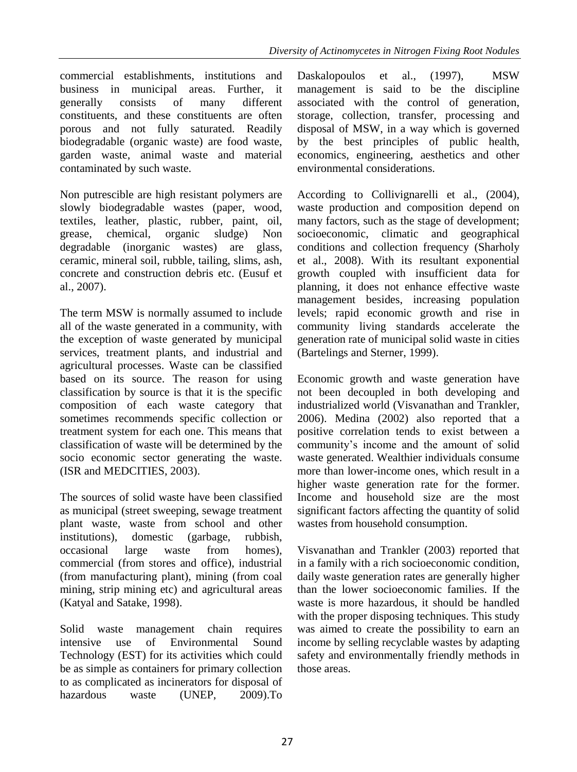commercial establishments, institutions and business in municipal areas. Further, it generally consists of many different constituents, and these constituents are often porous and not fully saturated. Readily biodegradable (organic waste) are food waste, garden waste, animal waste and material contaminated by such waste.

Non putrescible are high resistant polymers are slowly biodegradable wastes (paper, wood, textiles, leather, plastic, rubber, paint, oil, grease, chemical, organic sludge) Non degradable (inorganic wastes) are glass, ceramic, mineral soil, rubble, tailing, slims, ash, concrete and construction debris etc. (Eusuf et al., 2007).

The term MSW is normally assumed to include all of the waste generated in a community, with the exception of waste generated by municipal services, treatment plants, and industrial and agricultural processes. Waste can be classified based on its source. The reason for using classification by source is that it is the specific composition of each waste category that sometimes recommends specific collection or treatment system for each one. This means that classification of waste will be determined by the socio economic sector generating the waste. (ISR and MEDCITIES, 2003).

The sources of solid waste have been classified as municipal (street sweeping, sewage treatment plant waste, waste from school and other institutions), domestic (garbage, rubbish, occasional large waste from homes), commercial (from stores and office), industrial (from manufacturing plant), mining (from coal mining, strip mining etc) and agricultural areas (Katyal and Satake, 1998).

Solid waste management chain requires intensive use of Environmental Sound Technology (EST) for its activities which could be as simple as containers for primary collection to as complicated as incinerators for disposal of hazardous waste (UNEP, 2009).To Daskalopoulos et al., (1997), MSW management is said to be the discipline associated with the control of generation, storage, collection, transfer, processing and disposal of MSW, in a way which is governed by the best principles of public health, economics, engineering, aesthetics and other environmental considerations.

According to Collivignarelli et al., (2004), waste production and composition depend on many factors, such as the stage of development; socioeconomic, climatic and geographical conditions and collection frequency (Sharholy et al., 2008). With its resultant exponential growth coupled with insufficient data for planning, it does not enhance effective waste management besides, increasing population levels; rapid economic growth and rise in community living standards accelerate the generation rate of municipal solid waste in cities (Bartelings and Sterner, 1999).

Economic growth and waste generation have not been decoupled in both developing and industrialized world (Visvanathan and Trankler, 2006). Medina (2002) also reported that a positive correlation tends to exist between a community's income and the amount of solid waste generated. Wealthier individuals consume more than lower-income ones, which result in a higher waste generation rate for the former. Income and household size are the most significant factors affecting the quantity of solid wastes from household consumption.

Visvanathan and Trankler (2003) reported that in a family with a rich socioeconomic condition, daily waste generation rates are generally higher than the lower socioeconomic families. If the waste is more hazardous, it should be handled with the proper disposing techniques. This study was aimed to create the possibility to earn an income by selling recyclable wastes by adapting safety and environmentally friendly methods in those areas.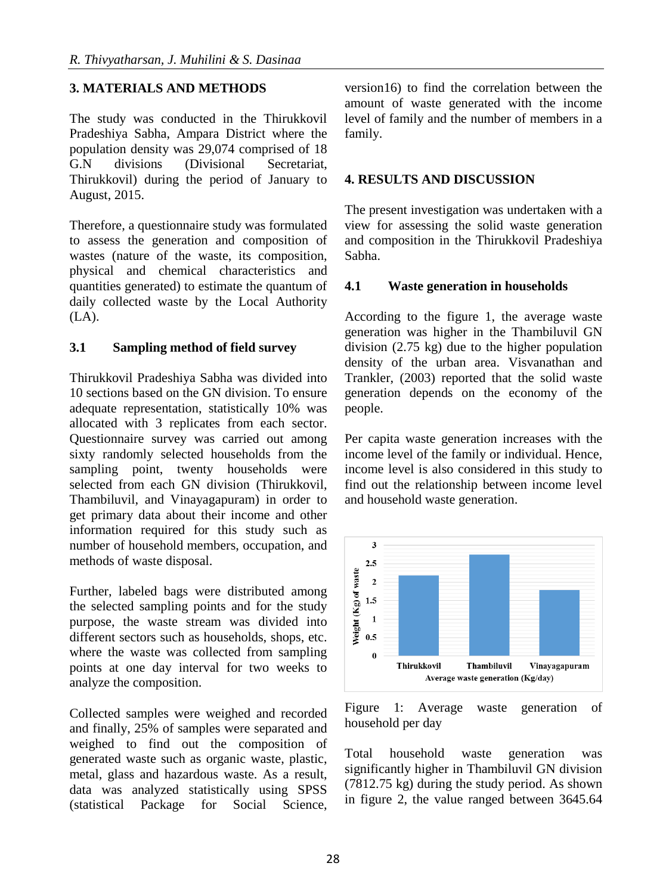## 3. MATERIALS AND METHODS

The study was conducted in the Thirukkovil Pradeshiya Sabha, Ampara District where the population density was 29,074 comprised of 18 G.N divisions (Divisional Secretariat, Thirukkovil) during the period of January to August, 2015.

Therefore, a questionnaire study was formulated to assess the generation and composition of wastes (nature of the waste, its composition, physical and chemical characteristics and quantities generated) to estimate the quantum of daily collected waste by the Local Authority (LA).

### 3.1 Sampling method of field survey

Thirukkovil Pradeshiya Sabha was divided into 10 sections based on the GN division. To ensure adequate representation, statistically 10% was allocated with 3 replicates from each sector. Questionnaire survey was carried out among sixty randomly selected households from the sampling point, twenty households were selected from each GN division (Thirukkovil, Thambiluvil, and Vinayagapuram) in order to get primary data about their income and other information required for this study such as number of household members, occupation, and methods of waste disposal.

Further, labeled bags were distributed among the selected sampling points and for the study purpose, the waste stream was divided into different sectors such as households, shops, etc. where the waste was collected from sampling points at one day interval for two weeks to analyze the composition.

Collected samples were weighed and recorded and finally, 25% of samples were separated and weighed to find out the composition of generated waste such as organic waste, plastic, metal, glass and hazardous waste. As a result, data was analyzed statistically using SPSS (statistical Package for Social Science, version16) to find the correlation between the amount of waste generated with the income level of family and the number of members in a family.

## 4. RESULTS AND DISCUSSION

The present investigation was undertaken with a view for assessing the solid waste generation and composition in the Thirukkovil Pradeshiya Sabha.

### 4.1 Waste generation in households

According to the figure 1, the average waste generation was higher in the Thambiluvil GN division (2.75 kg) due to the higher population density of the urban area. Visvanathan and Trankler, (2003) reported that the solid waste generation depends on the economy of the people.

Per capita waste generation increases with the income level of the family or individual. Hence, income level is also considered in this study to find out the relationship between income level and household waste generation.

Figure 1: Average waste generation of household per day

Total household waste generation was significantly higher in Thambiluvil GN division (7812.75 kg) during the study period. As shown in figure 2, the value ranged between 3645.64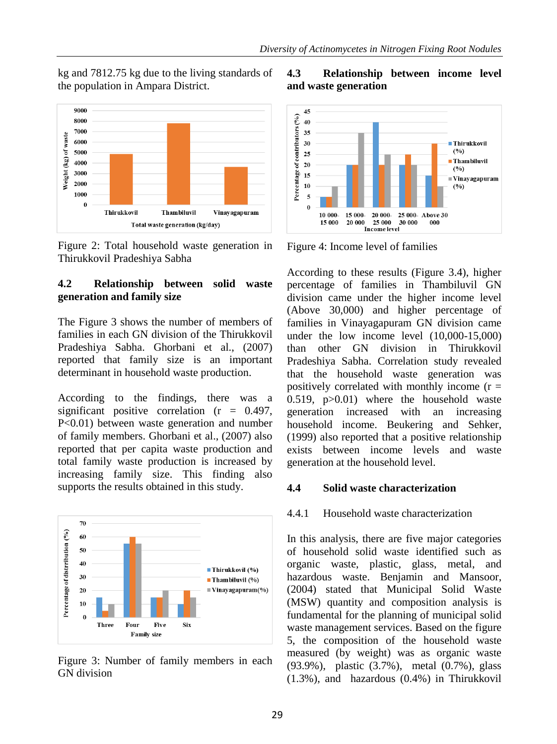kg and 7812.75 kg due to the living standards of the population in Ampara District.

Figure 2: Total household waste generation in Thirukkovil Pradeshiya Sabha

### 4.2 Relationship between solid waste generation and family size

The Figure 3 shows the number of members of families in each GN division of the Thirukkovil Pradeshiya Sabha. Ghorbani et al., (2007) reported that family size is an important determinant in household waste production.

According to the findings, there was a significant positive correlation (r = 0.497, P<0.01) between waste generation and number of family members. Ghorbani et al., (2007) also reported that per capita waste production and total family waste production is increased by increasing family size. This finding also supports the results obtained in this study.

Figure 3: Number of family members in each GN division

### 4.3 Relationship between income level and waste generation

Figure 4: Income level of families

According to these results (Figure 3.4), higher percentage of families in Thambiluvil GN division came under the higher income level (Above 30,000) and higher percentage of families in Vinayagapuram GN division came under the low income level (10,000-15,000) than other GN division in Thirukkovil Pradeshiya Sabha. Correlation study revealed that the household waste generation was positively correlated with monthly income (r = 0.519, p>0.01) where the household waste generation increased with an increasing household income. Beukering and Sehker, (1999) also reported that a positive relationship exists between income levels and waste generation at the household level.

### 4.4 Solid waste characterization

#### 4.4.1 Household waste characterization

In this analysis, there are five major categories of household solid waste identified such as organic waste, plastic, glass, metal, and hazardous waste. Benjamin and Mansoor, (2004) stated that Municipal Solid Waste (MSW) quantity and composition analysis is fundamental for the planning of municipal solid waste management services. Based on the figure 5, the composition of the household waste measured (by weight) was as organic waste (93.9%), plastic (3.7%), metal (0.7%), glass (1.3%), and hazardous (0.4%) in Thirukkovil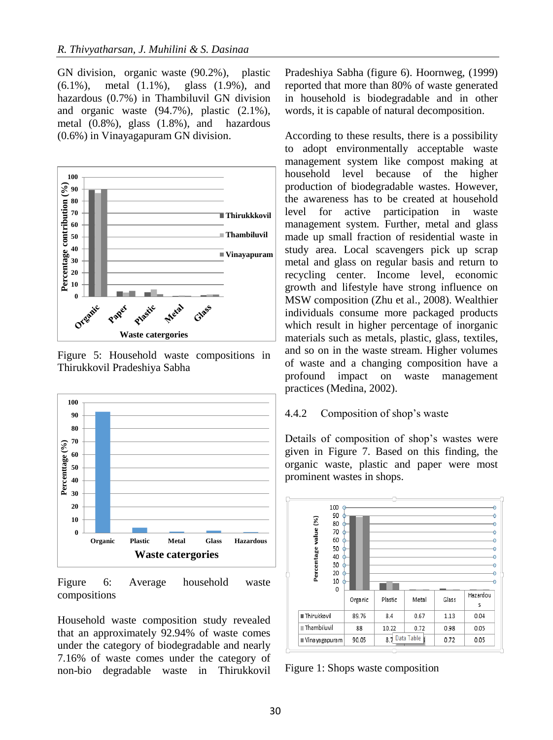GN division, organic waste (90.2%), plastic (6.1%), metal (1.1%), glass (1.9%), and hazardous (0.7%) in Thambiluvil GN division and organic waste (94.7%), plastic (2.1%), metal (0.8%), glass (1.8%), and hazardous (0.6%) in Vinayagapuram GN division.

Figure 5: Household waste compositions in Thirukkovil Pradeshiya Sabha

Figure 6: Average household waste compositions

Household waste composition study revealed that an approximately 92.94% of waste comes under the category of biodegradable and nearly 7.16% of waste comes under the category of non-bio degradable waste in Thirukkovil Pradeshiya Sabha (figure 6). Hoornweg, (1999) reported that more than 80% of waste generated in household is biodegradable and in other words, it is capable of natural decomposition.

According to these results, there is a possibility to adopt environmentally acceptable waste management system like compost making at household level because of the higher production of biodegradable wastes. However, the awareness has to be created at household level for active participation in waste management system. Further, metal and glass made up small fraction of residential waste in study area. Local scavengers pick up scrap metal and glass on regular basis and return to recycling center. Income level, economic growth and lifestyle have strong influence on MSW composition (Zhu et al., 2008). Wealthier individuals consume more packaged products which result in higher percentage of inorganic materials such as metals, plastic, glass, textiles, and so on in the waste stream. Higher volumes of waste and a changing composition have a profound impact on waste management practices (Medina, 2002).

4.4.2 Composition of shop's waste

Details of composition of shop's wastes were given in Figure 7. Based on this finding, the organic waste, plastic and paper were most prominent wastes in shops.

| | Organic | Plastic | Metal | Glass | Hazardous |
|---|---|---|---|---|---|
| Thirukkovil | 89.76 | 8.4 | 0.67 | 1.13 | 0.04 |
| Thambiluvil | 88 | 10.22 | 0.72 | 0.98 | 0.05 |
| Vinayagapuram | 90.05 | 8.7 | | 0.72 | 0.05 |

Figure 1: Shops waste composition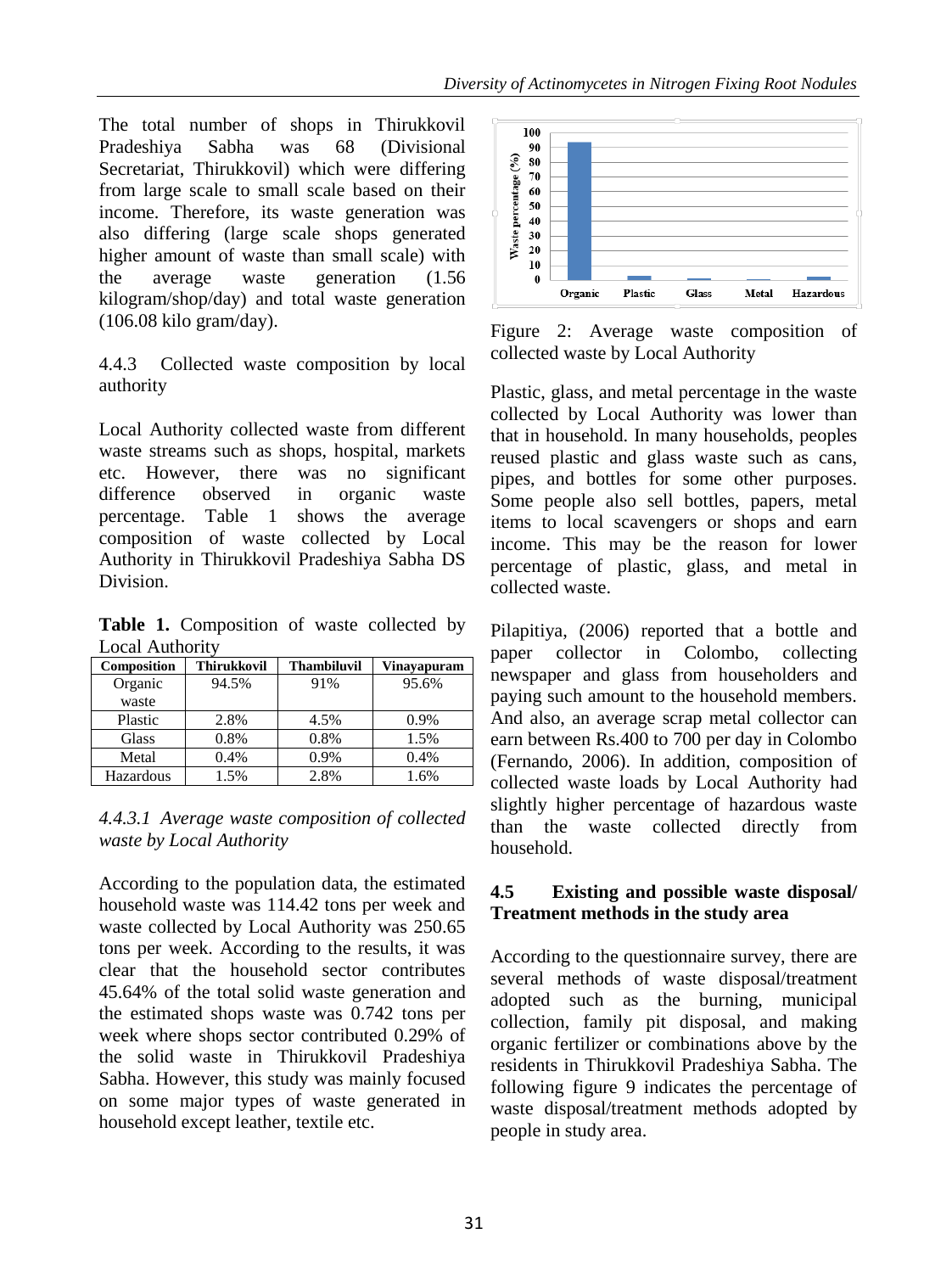The total number of shops in Thirukkovil Pradeshiya Sabha was 68 (Divisional Secretariat, Thirukkovil) which were differing from large scale to small scale based on their income. Therefore, its waste generation was also differing (large scale shops generated higher amount of waste than small scale) with the average waste generation (1.56 kilogram/shop/day) and total waste generation (106.08 kilo gram/day).

4.4.3 Collected waste composition by local authority

Local Authority collected waste from different waste streams such as shops, hospital, markets etc. However, there was no significant difference observed in organic waste percentage. Table 1 shows the average composition of waste collected by Local Authority in Thirukkovil Pradeshiya Sabha DS Division.

**Table 1.** Composition of waste collected by Local Authority

| Composition | Thirukkovil | Thambiluvil | Vinayapuram |
|---|---|---|---|
| Organic waste | 94.5% | 91% | 95.6% |
| Plastic | 2.8% | 4.5% | 0.9% |
| Glass | 0.8% | 0.8% | 1.5% |
| Metal | 0.4% | 0.9% | 0.4% |
| Hazardous | 1.5% | 2.8% | 1.6% |

*4.4.3.1 Average waste composition of collected waste by Local Authority*

According to the population data, the estimated household waste was 114.42 tons per week and waste collected by Local Authority was 250.65 tons per week. According to the results, it was clear that the household sector contributes 45.64% of the total solid waste generation and the estimated shops waste was 0.742 tons per week where shops sector contributed 0.29% of the solid waste in Thirukkovil Pradeshiya Sabha. However, this study was mainly focused on some major types of waste generated in household except leather, textile etc.

Figure 2: Average waste composition of collected waste by Local Authority

Plastic, glass, and metal percentage in the waste collected by Local Authority was lower than that in household. In many households, peoples reused plastic and glass waste such as cans, pipes, and bottles for some other purposes. Some people also sell bottles, papers, metal items to local scavengers or shops and earn income. This may be the reason for lower percentage of plastic, glass, and metal in collected waste.

Pilapitiya, (2006) reported that a bottle and paper collector in Colombo, collecting newspaper and glass from householders and paying such amount to the household members. And also, an average scrap metal collector can earn between Rs.400 to 700 per day in Colombo (Fernando, 2006). In addition, composition of collected waste loads by Local Authority had slightly higher percentage of hazardous waste than the waste collected directly from household.

## 4.5 Existing and possible waste disposal/ Treatment methods in the study area

According to the questionnaire survey, there are several methods of waste disposal/treatment adopted such as the burning, municipal collection, family pit disposal, and making organic fertilizer or combinations above by the residents in Thirukkovil Pradeshiya Sabha. The following figure 9 indicates the percentage of waste disposal/treatment methods adopted by people in study area.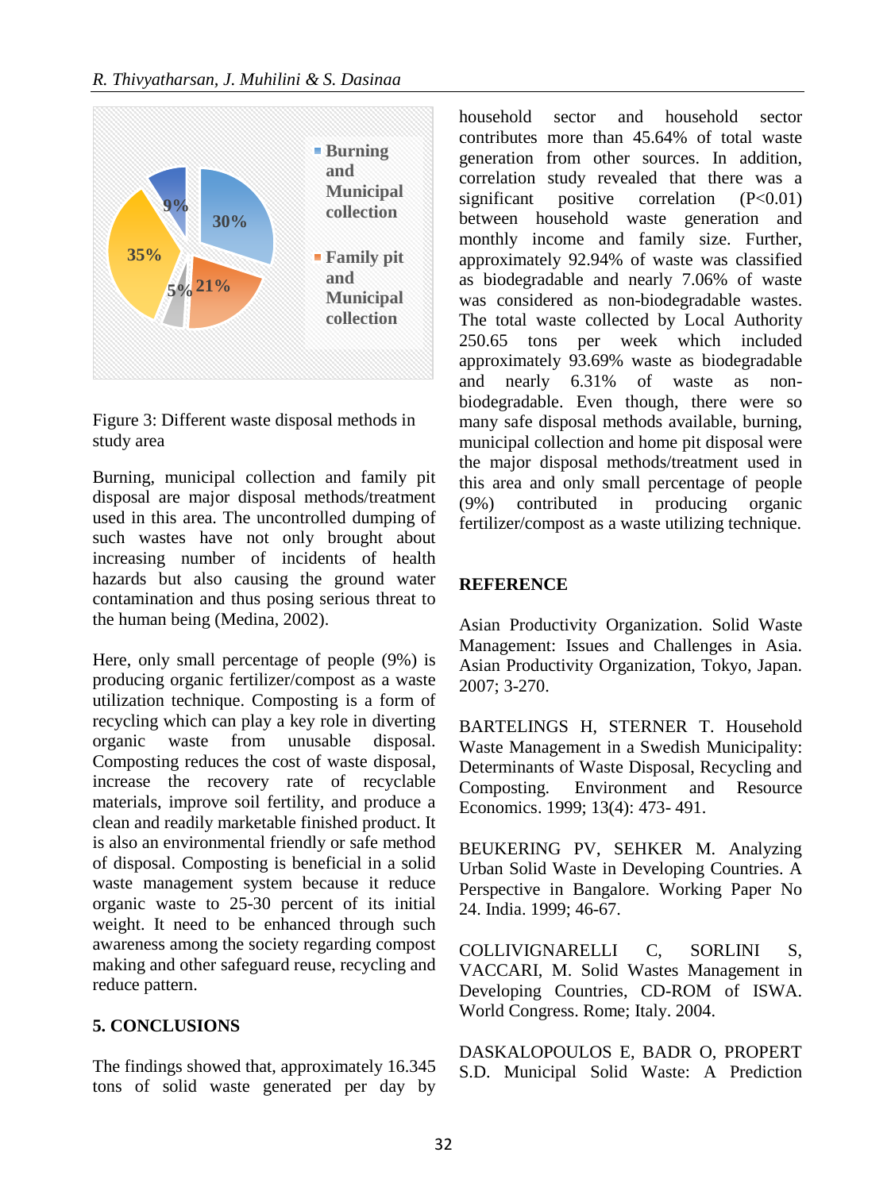Figure 3: Different waste disposal methods in study area

Burning, municipal collection and family pit disposal are major disposal methods/treatment used in this area. The uncontrolled dumping of such wastes have not only brought about increasing number of incidents of health hazards but also causing the ground water contamination and thus posing serious threat to the human being (Medina, 2002).

Here, only small percentage of people (9%) is producing organic fertilizer/compost as a waste utilization technique. Composting is a form of recycling which can play a key role in diverting organic waste from unusable disposal. Composting reduces the cost of waste disposal, increase the recovery rate of recyclable materials, improve soil fertility, and produce a clean and readily marketable finished product. It is also an environmental friendly or safe method of disposal. Composting is beneficial in a solid waste management system because it reduce organic waste to 25-30 percent of its initial weight. It need to be enhanced through such awareness among the society regarding compost making and other safeguard reuse, recycling and reduce pattern.

## 5. CONCLUSIONS

The findings showed that, approximately 16.345 tons of solid waste generated per day by household sector and household sector contributes more than 45.64% of total waste generation from other sources. In addition, correlation study revealed that there was a significant positive correlation ($P<0.01$) between household waste generation and monthly income and family size. Further, approximately 92.94% of waste was classified as biodegradable and nearly 7.06% of waste was considered as non-biodegradable wastes. The total waste collected by Local Authority 250.65 tons per week which included approximately 93.69% waste as biodegradable and nearly 6.31% of waste as non-biodegradable. Even though, there were so many safe disposal methods available, burning, municipal collection and home pit disposal were the major disposal methods/treatment used in this area and only small percentage of people (9%) contributed in producing organic fertilizer/compost as a waste utilizing technique.

## REFERENCE

Asian Productivity Organization. Solid Waste Management: Issues and Challenges in Asia. Asian Productivity Organization, Tokyo, Japan. 2007; 3-270.

BARTELINGS H, STERNER T. Household Waste Management in a Swedish Municipality: Determinants of Waste Disposal, Recycling and Composting. Environment and Resource Economics. 1999; 13(4): 473- 491.

BEUKERING PV, SEHKER M. Analyzing Urban Solid Waste in Developing Countries. A Perspective in Bangalore. Working Paper No 24. India. 1999; 46-67.

COLLIVIGNARELLI C, SORLINI S, VACCARI, M. Solid Wastes Management in Developing Countries, CD-ROM of ISWA. World Congress. Rome; Italy. 2004.

DASKALOPOULOS E, BADR O, PROPERT S.D. Municipal Solid Waste: A Prediction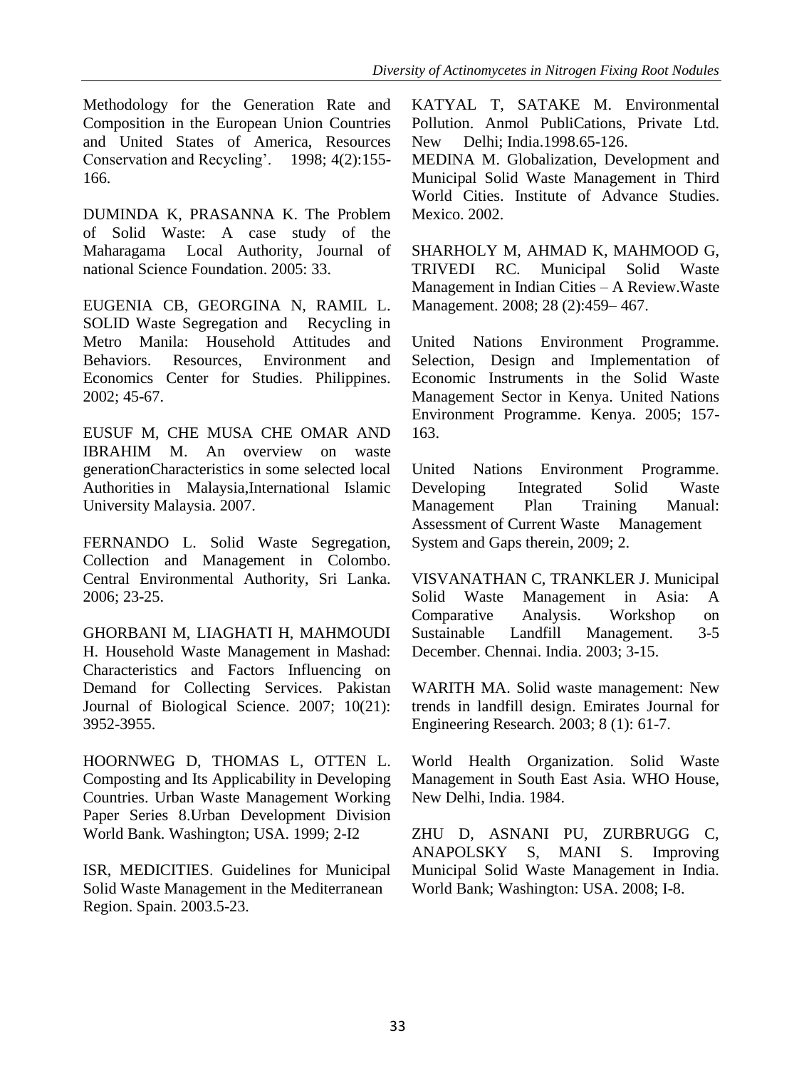Methodology for the Generation Rate and Composition in the European Union Countries and United States of America, Resources Conservation and Recycling'. 1998; 4(2):155-166.

DUMINDA K, PRASANNA K. The Problem of Solid Waste: A case study of the Maharagama Local Authority, Journal of national Science Foundation. 2005: 33.

EUGENIA CB, GEORGINA N, RAMIL L. SOLID Waste Segregation and Recycling in Metro Manila: Household Attitudes and Behaviors. Resources, Environment and Economics Center for Studies. Philippines. 2002; 45-67.

EUSUF M, CHE MUSA CHE OMAR AND IBRAHIM M. An overview on waste generationCharacteristics in some selected local Authorities in Malaysia,International Islamic University Malaysia. 2007.

FERNANDO L. Solid Waste Segregation, Collection and Management in Colombo. Central Environmental Authority, Sri Lanka. 2006; 23-25.

GHORBANI M, LIAGHATI H, MAHMOUDI H. Household Waste Management in Mashad: Characteristics and Factors Influencing on Demand for Collecting Services. Pakistan Journal of Biological Science. 2007; 10(21): 3952-3955.

HOORNWEG D, THOMAS L, OTTEN L. Composting and Its Applicability in Developing Countries. Urban Waste Management Working Paper Series 8.Urban Development Division World Bank. Washington; USA. 1999; 2-I2

ISR, MEDICITIES. Guidelines for Municipal Solid Waste Management in the Mediterranean Region. Spain. 2003.5-23.

KATYAL T, SATAKE M. Environmental Pollution. Anmol PubliCations, Private Ltd. New Delhi; India.1998.65-126.

MEDINA M. Globalization, Development and Municipal Solid Waste Management in Third World Cities. Institute of Advance Studies. Mexico. 2002.

SHARHOLY M, AHMAD K, MAHMOOD G, TRIVEDI RC. Municipal Solid Waste Management in Indian Cities – A Review.Waste Management. 2008; 28 (2):459– 467.

United Nations Environment Programme. Selection, Design and Implementation of Economic Instruments in the Solid Waste Management Sector in Kenya. United Nations Environment Programme. Kenya. 2005; 157-163.

United Nations Environment Programme. Developing Integrated Solid Waste Management Plan Training Manual: Assessment of Current Waste Management System and Gaps therein, 2009; 2.

VISVANATHAN C, TRANKLER J. Municipal Solid Waste Management in Asia: A Comparative Analysis. Workshop on Sustainable Landfill Management. 3-5 December. Chennai. India. 2003; 3-15.

WARITH MA. Solid waste management: New trends in landfill design. Emirates Journal for Engineering Research. 2003; 8 (1): 61-7.

World Health Organization. Solid Waste Management in South East Asia. WHO House, New Delhi, India. 1984.

ZHU D, ASNANI PU, ZURBRUGG C, ANAPOLSKY S, MANI S. Improving Municipal Solid Waste Management in India. World Bank; Washington: USA. 2008; I-8.